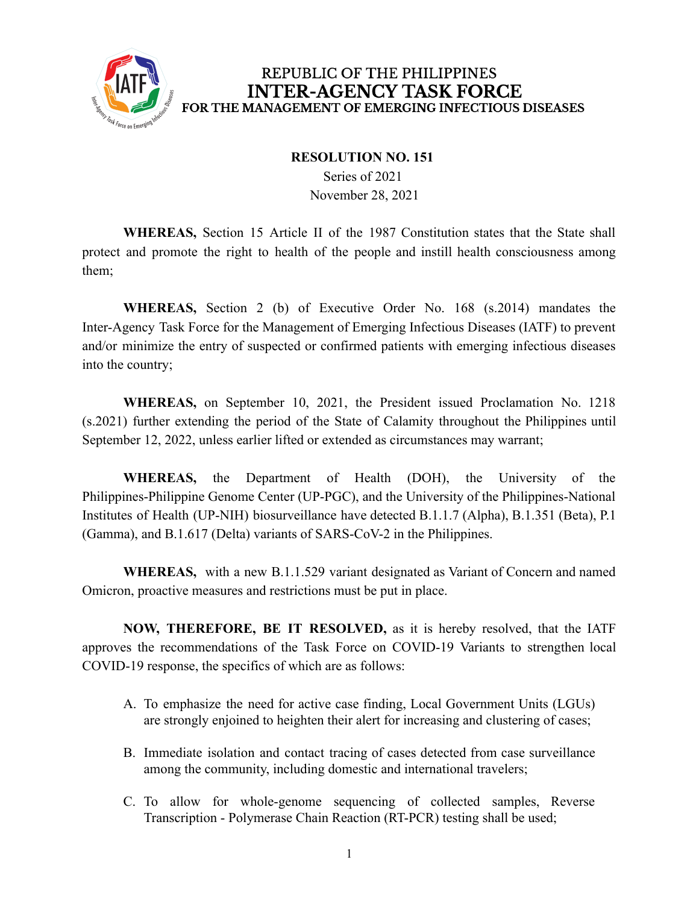REPUBLIC OF THE PHILIPPINES

# INTER-AGENCY TASK FORCE

**FOR THE MANAGEMENT OF EMERGING INFECTIOUS DISEASES**

**RESOLUTION NO. 151**

Series of 2021

November 28, 2021

**WHEREAS,** Section 15 Article II of the 1987 Constitution states that the State shall protect and promote the right to health of the people and instill health consciousness among them;

**WHEREAS,** Section 2 (b) of Executive Order No. 168 (s.2014) mandates the Inter-Agency Task Force for the Management of Emerging Infectious Diseases (IATF) to prevent and/or minimize the entry of suspected or confirmed patients with emerging infectious diseases into the country;

**WHEREAS,** on September 10, 2021, the President issued Proclamation No. 1218 (s.2021) further extending the period of the State of Calamity throughout the Philippines until September 12, 2022, unless earlier lifted or extended as circumstances may warrant;

**WHEREAS,** the Department of Health (DOH), the University of the Philippines-Philippine Genome Center (UP-PGC), and the University of the Philippines-National Institutes of Health (UP-NIH) biosurveillance have detected B.1.1.7 (Alpha), B.1.351 (Beta), P.1 (Gamma), and B.1.617 (Delta) variants of SARS-CoV-2 in the Philippines.

**WHEREAS,** with a new B.1.1.529 variant designated as Variant of Concern and named Omicron, proactive measures and restrictions must be put in place.

**NOW, THEREFORE, BE IT RESOLVED,** as it is hereby resolved, that the IATF approves the recommendations of the Task Force on COVID-19 Variants to strengthen local COVID-19 response, the specifics of which are as follows:

A. To emphasize the need for active case finding, Local Government Units (LGUs) are strongly enjoined to heighten their alert for increasing and clustering of cases;

B. Immediate isolation and contact tracing of cases detected from case surveillance among the community, including domestic and international travelers;

C. To allow for whole-genome sequencing of collected samples, Reverse Transcription - Polymerase Chain Reaction (RT-PCR) testing shall be used;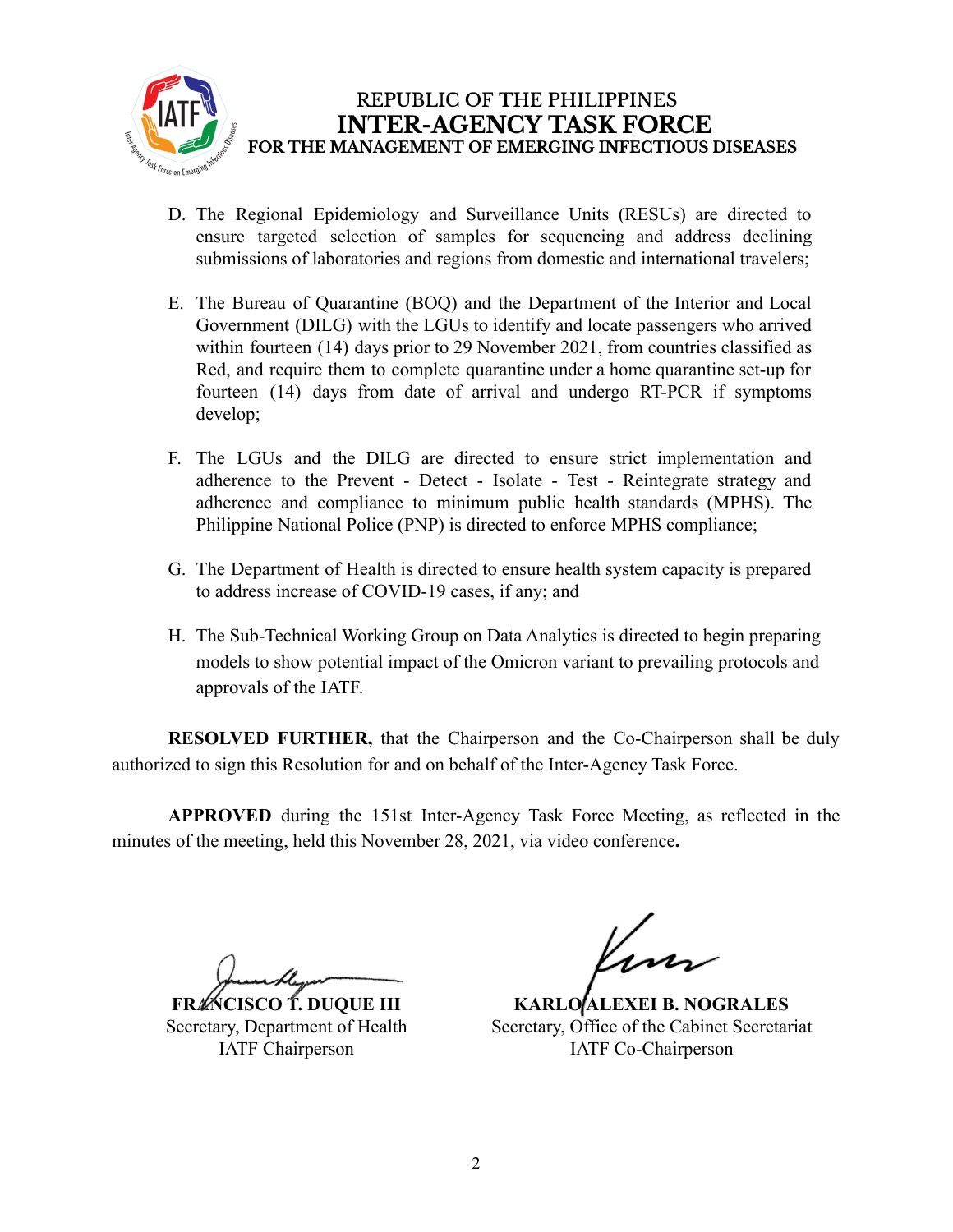D. The Regional Epidemiology and Surveillance Units (RESUs) are directed to ensure targeted selection of samples for sequencing and address declining submissions of laboratories and regions from domestic and international travelers;

E. The Bureau of Quarantine (BOQ) and the Department of the Interior and Local Government (DILG) with the LGUs to identify and locate passengers who arrived within fourteen (14) days prior to 29 November 2021, from countries classified as Red, and require them to complete quarantine under a home quarantine set-up for fourteen (14) days from date of arrival and undergo RT-PCR if symptoms develop;

F. The LGUs and the DILG are directed to ensure strict implementation and adherence to the Prevent - Detect - Isolate - Test - Reintegrate strategy and adherence and compliance to minimum public health standards (MPHS). The Philippine National Police (PNP) is directed to enforce MPHS compliance;

G. The Department of Health is directed to ensure health system capacity is prepared to address increase of COVID-19 cases, if any; and

H. The Sub-Technical Working Group on Data Analytics is directed to begin preparing models to show potential impact of the Omicron variant to prevailing protocols and approvals of the IATF.

**RESOLVED FURTHER,** that the Chairperson and the Co-Chairperson shall be duly authorized to sign this Resolution for and on behalf of the Inter-Agency Task Force.

**APPROVED** during the 151st Inter-Agency Task Force Meeting, as reflected in the minutes of the meeting, held this November 28, 2021, via video conference**.**

**FRANCISCO T. DUQUE III**
Secretary, Department of Health
IATF Chairperson

**KARLO ALEXEI B. NOGRALES**
Secretary, Office of the Cabinet Secretariat
IATF Co-Chairperson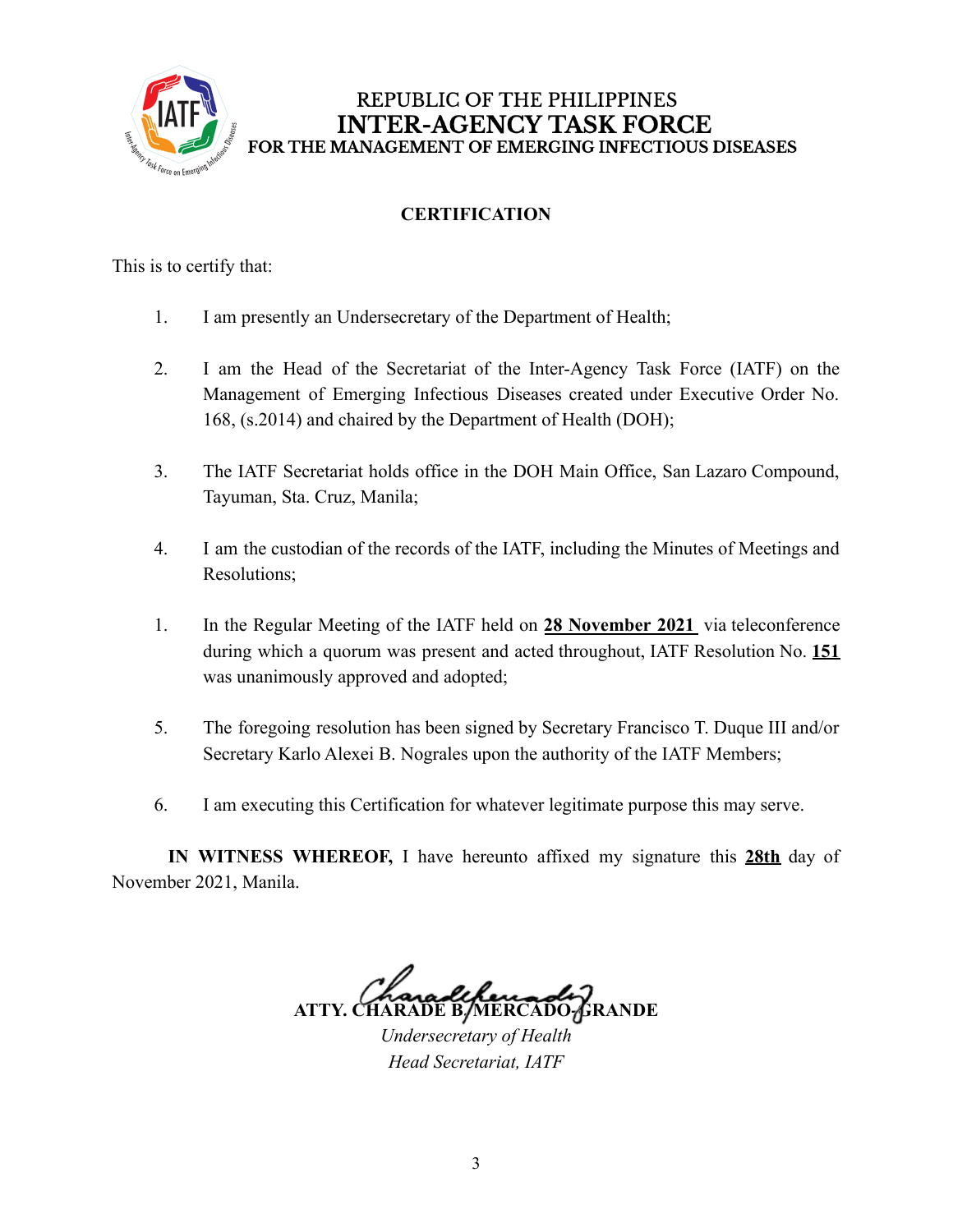REPUBLIC OF THE PHILIPPINES
**INTER-AGENCY TASK FORCE**
**FOR THE MANAGEMENT OF EMERGING INFECTIOUS DISEASES**

## CERTIFICATION

This is to certify that:

1. I am presently an Undersecretary of the Department of Health;

2. I am the Head of the Secretariat of the Inter-Agency Task Force (IATF) on the Management of Emerging Infectious Diseases created under Executive Order No. 168, (s.2014) and chaired by the Department of Health (DOH);

3. The IATF Secretariat holds office in the DOH Main Office, San Lazaro Compound, Tayuman, Sta. Cruz, Manila;

4. I am the custodian of the records of the IATF, including the Minutes of Meetings and Resolutions;

1. In the Regular Meeting of the IATF held on **28 November 2021** via teleconference during which a quorum was present and acted throughout, IATF Resolution No. **151** was unanimously approved and adopted;

5. The foregoing resolution has been signed by Secretary Francisco T. Duque III and/or Secretary Karlo Alexei B. Nograles upon the authority of the IATF Members;

6. I am executing this Certification for whatever legitimate purpose this may serve.

**IN WITNESS WHEREOF,** I have hereunto affixed my signature this **28th** day of November 2021, Manila.

**ATTY. CHARADE B. MERCADO-GRANDE**
*Undersecretary of Health*
*Head Secretariat, IATF*